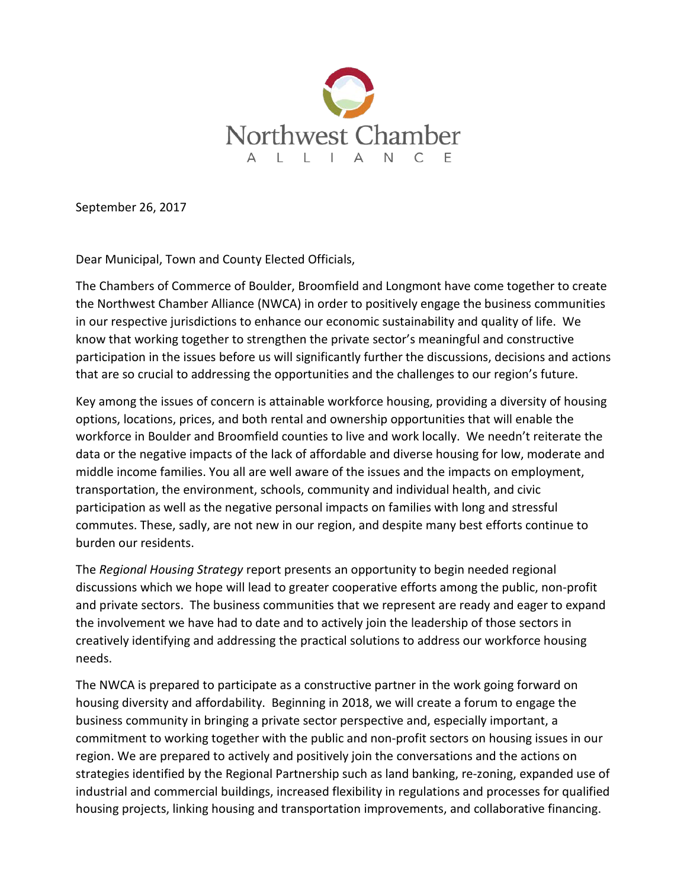Northwest Chamber
ALLIANCE

September 26, 2017

Dear Municipal, Town and County Elected Officials,

The Chambers of Commerce of Boulder, Broomfield and Longmont have come together to create the Northwest Chamber Alliance (NWCA) in order to positively engage the business communities in our respective jurisdictions to enhance our economic sustainability and quality of life. We know that working together to strengthen the private sector's meaningful and constructive participation in the issues before us will significantly further the discussions, decisions and actions that are so crucial to addressing the opportunities and the challenges to our region's future.

Key among the issues of concern is attainable workforce housing, providing a diversity of housing options, locations, prices, and both rental and ownership opportunities that will enable the workforce in Boulder and Broomfield counties to live and work locally. We needn't reiterate the data or the negative impacts of the lack of affordable and diverse housing for low, moderate and middle income families. You all are well aware of the issues and the impacts on employment, transportation, the environment, schools, community and individual health, and civic participation as well as the negative personal impacts on families with long and stressful commutes. These, sadly, are not new in our region, and despite many best efforts continue to burden our residents.

The *Regional Housing Strategy* report presents an opportunity to begin needed regional discussions which we hope will lead to greater cooperative efforts among the public, non-profit and private sectors. The business communities that we represent are ready and eager to expand the involvement we have had to date and to actively join the leadership of those sectors in creatively identifying and addressing the practical solutions to address our workforce housing needs.

The NWCA is prepared to participate as a constructive partner in the work going forward on housing diversity and affordability. Beginning in 2018, we will create a forum to engage the business community in bringing a private sector perspective and, especially important, a commitment to working together with the public and non-profit sectors on housing issues in our region. We are prepared to actively and positively join the conversations and the actions on strategies identified by the Regional Partnership such as land banking, re-zoning, expanded use of industrial and commercial buildings, increased flexibility in regulations and processes for qualified housing projects, linking housing and transportation improvements, and collaborative financing.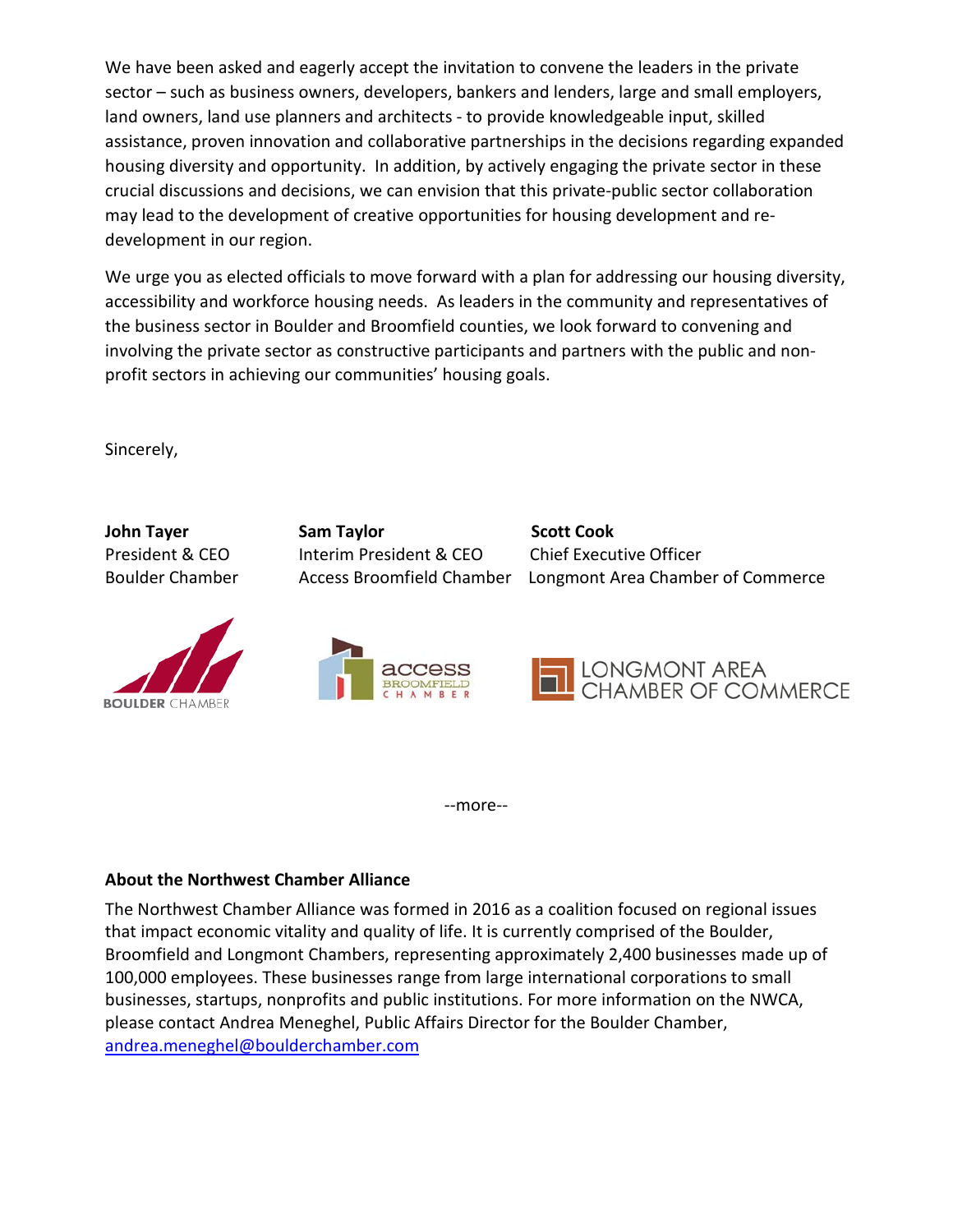We have been asked and eagerly accept the invitation to convene the leaders in the private sector – such as business owners, developers, bankers and lenders, large and small employers, land owners, land use planners and architects - to provide knowledgeable input, skilled assistance, proven innovation and collaborative partnerships in the decisions regarding expanded housing diversity and opportunity. In addition, by actively engaging the private sector in these crucial discussions and decisions, we can envision that this private-public sector collaboration may lead to the development of creative opportunities for housing development and re-development in our region.

We urge you as elected officials to move forward with a plan for addressing our housing diversity, accessibility and workforce housing needs. As leaders in the community and representatives of the business sector in Boulder and Broomfield counties, we look forward to convening and involving the private sector as constructive participants and partners with the public and non-profit sectors in achieving our communities' housing goals.

Sincerely,

**John Tayer**
President & CEO
Boulder Chamber

**Sam Taylor**
Interim President & CEO
Access Broomfield Chamber

**Scott Cook**
Chief Executive Officer
Longmont Area Chamber of Commerce

BOULDER CHAMBER

access BROOMFIELD CHAMBER

LONGMONT AREA CHAMBER OF COMMERCE

--more--

**About the Northwest Chamber Alliance**

The Northwest Chamber Alliance was formed in 2016 as a coalition focused on regional issues that impact economic vitality and quality of life. It is currently comprised of the Boulder, Broomfield and Longmont Chambers, representing approximately 2,400 businesses made up of 100,000 employees. These businesses range from large international corporations to small businesses, startups, nonprofits and public institutions. For more information on the NWCA, please contact Andrea Meneghel, Public Affairs Director for the Boulder Chamber, andrea.meneghel@boulderchamber.com